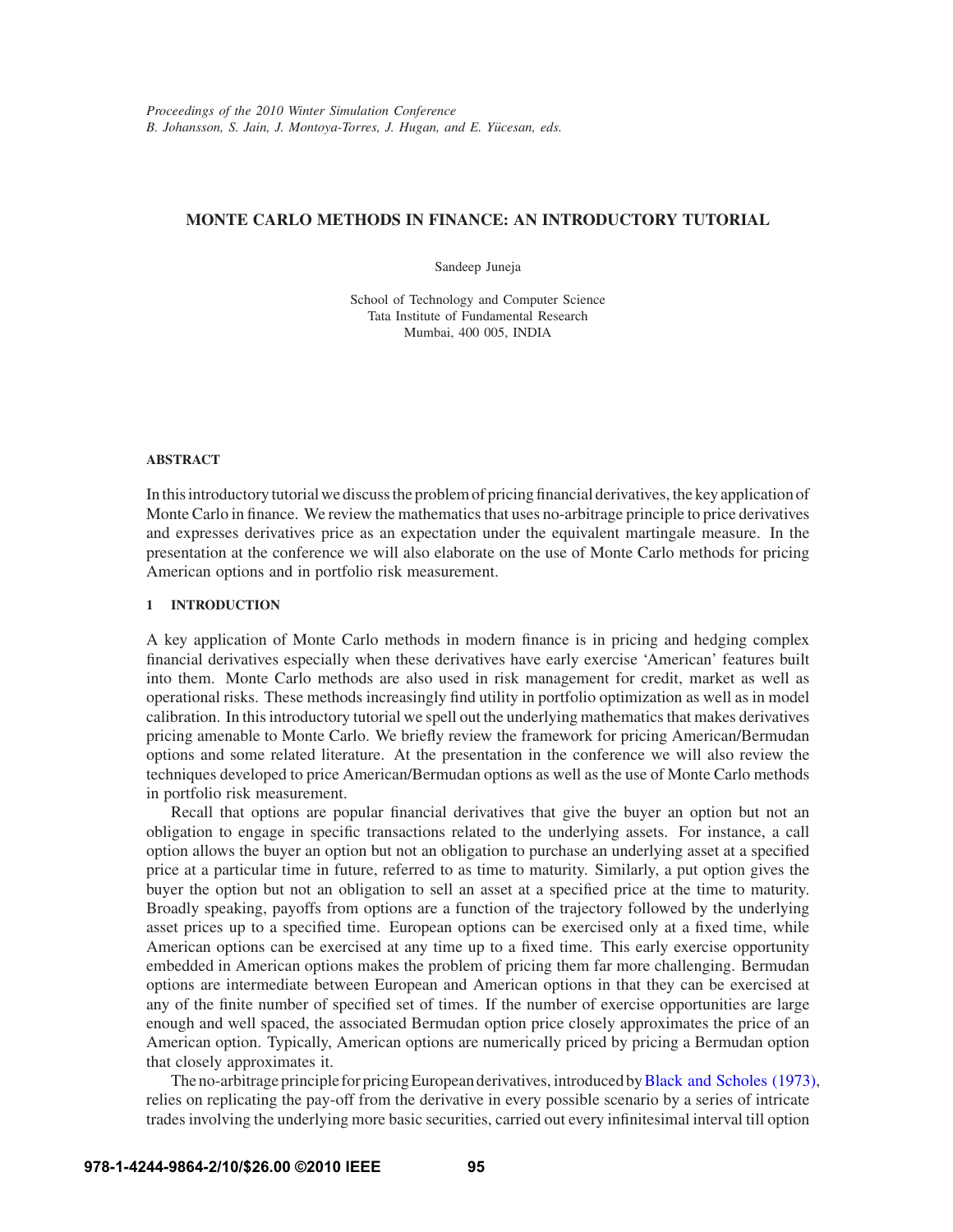*Proceedings of the 2010 Winter Simulation Conference*
*B. Johansson, S. Jain, J. Montoya-Torres, J. Hugan, and E. Yücesan, eds.*

# MONTE CARLO METHODS IN FINANCE: AN INTRODUCTORY TUTORIAL

Sandeep Juneja

School of Technology and Computer Science
Tata Institute of Fundamental Research
Mumbai, 400 005, INDIA

## ABSTRACT

In this introductory tutorial we discuss the problem of pricing financial derivatives, the key application of Monte Carlo in finance. We review the mathematics that uses no-arbitrage principle to price derivatives and expresses derivatives price as an expectation under the equivalent martingale measure. In the presentation at the conference we will also elaborate on the use of Monte Carlo methods for pricing American options and in portfolio risk measurement.

## 1 INTRODUCTION

A key application of Monte Carlo methods in modern finance is in pricing and hedging complex financial derivatives especially when these derivatives have early exercise 'American' features built into them. Monte Carlo methods are also used in risk management for credit, market as well as operational risks. These methods increasingly find utility in portfolio optimization as well as in model calibration. In this introductory tutorial we spell out the underlying mathematics that makes derivatives pricing amenable to Monte Carlo. We briefly review the framework for pricing American/Bermudan options and some related literature. At the presentation in the conference we will also review the techniques developed to price American/Bermudan options as well as the use of Monte Carlo methods in portfolio risk measurement.

Recall that options are popular financial derivatives that give the buyer an option but not an obligation to engage in specific transactions related to the underlying assets. For instance, a call option allows the buyer an option but not an obligation to purchase an underlying asset at a specified price at a particular time in future, referred to as time to maturity. Similarly, a put option gives the buyer the option but not an obligation to sell an asset at a specified price at the time to maturity. Broadly speaking, payoffs from options are a function of the trajectory followed by the underlying asset prices up to a specified time. European options can be exercised only at a fixed time, while American options can be exercised at any time up to a fixed time. This early exercise opportunity embedded in American options makes the problem of pricing them far more challenging. Bermudan options are intermediate between European and American options in that they can be exercised at any of the finite number of specified set of times. If the number of exercise opportunities are large enough and well spaced, the associated Bermudan option price closely approximates the price of an American option. Typically, American options are numerically priced by pricing a Bermudan option that closely approximates it.

The no-arbitrage principle for pricing European derivatives, introduced by Black and Scholes (1973), relies on replicating the pay-off from the derivative in every possible scenario by a series of intricate trades involving the underlying more basic securities, carried out every infinitesimal interval till option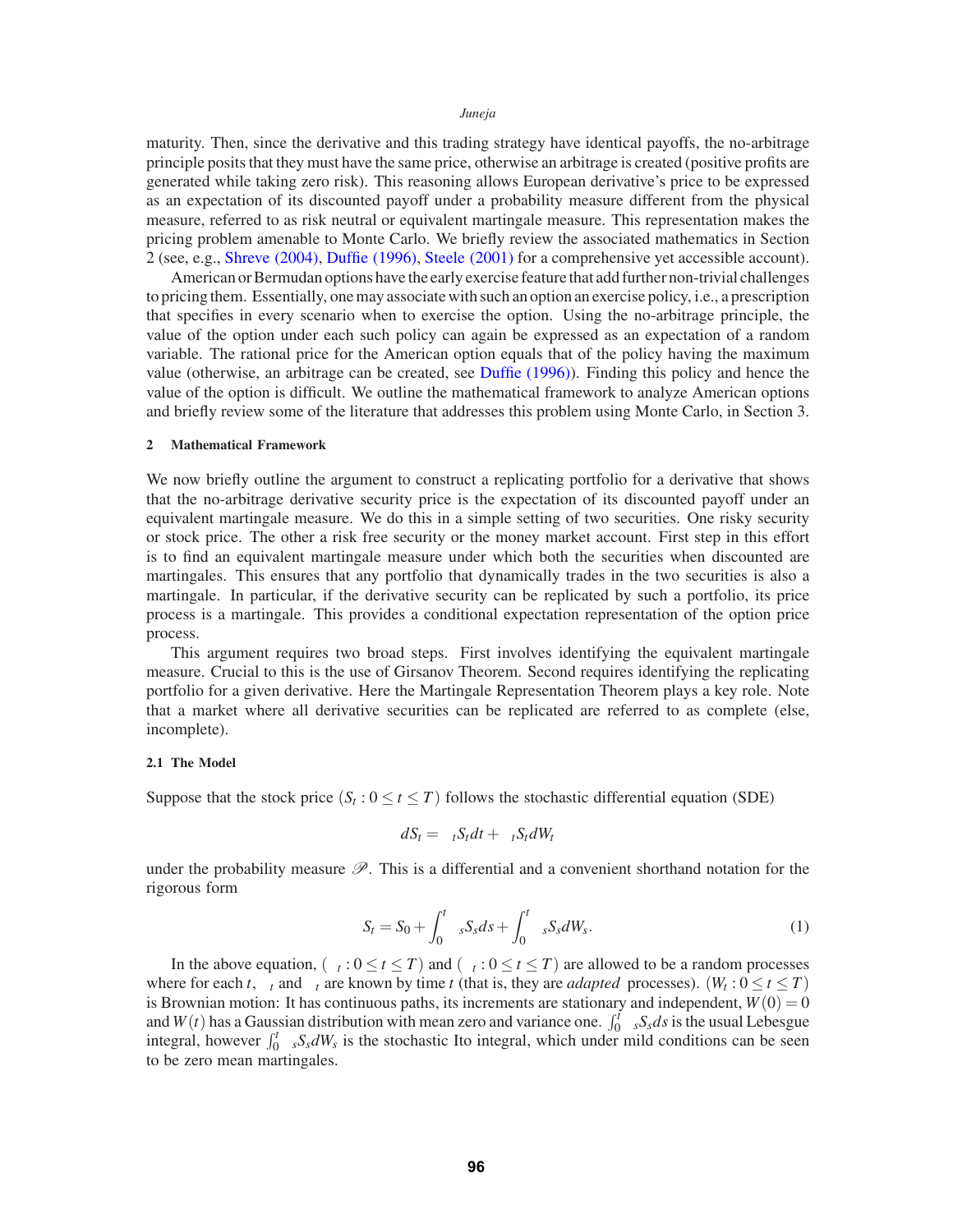maturity. Then, since the derivative and this trading strategy have identical payoffs, the no-arbitrage principle posits that they must have the same price, otherwise an arbitrage is created (positive profits are generated while taking zero risk). This reasoning allows European derivative's price to be expressed as an expectation of its discounted payoff under a probability measure different from the physical measure, referred to as risk neutral or equivalent martingale measure. This representation makes the pricing problem amenable to Monte Carlo. We briefly review the associated mathematics in Section 2 (see, e.g., Shreve (2004), Duffie (1996), Steele (2001) for a comprehensive yet accessible account).

American or Bermudan options have the early exercise feature that add further non-trivial challenges to pricing them. Essentially, one may associate with such an option an exercise policy, i.e., a prescription that specifies in every scenario when to exercise the option. Using the no-arbitrage principle, the value of the option under each such policy can again be expressed as an expectation of a random variable. The rational price for the American option equals that of the policy having the maximum value (otherwise, an arbitrage can be created, see Duffie (1996)). Finding this policy and hence the value of the option is difficult. We outline the mathematical framework to analyze American options and briefly review some of the literature that addresses this problem using Monte Carlo, in Section 3.

## 2 Mathematical Framework

We now briefly outline the argument to construct a replicating portfolio for a derivative that shows that the no-arbitrage derivative security price is the expectation of its discounted payoff under an equivalent martingale measure. We do this in a simple setting of two securities. One risky security or stock price. The other a risk free security or the money market account. First step in this effort is to find an equivalent martingale measure under which both the securities when discounted are martingales. This ensures that any portfolio that dynamically trades in the two securities is also a martingale. In particular, if the derivative security can be replicated by such a portfolio, its price process is a martingale. This provides a conditional expectation representation of the option price process.

This argument requires two broad steps. First involves identifying the equivalent martingale measure. Crucial to this is the use of Girsanov Theorem. Second requires identifying the replicating portfolio for a given derivative. Here the Martingale Representation Theorem plays a key role. Note that a market where all derivative securities can be replicated are referred to as complete (else, incomplete).

### 2.1 The Model

Suppose that the stock price $(S_t : 0 \leq t \leq T)$ follows the stochastic differential equation (SDE)

$$dS_t = \mu_t S_t dt + \sigma_t S_t dW_t$$

under the probability measure $\mathscr{P}$. This is a differential and a convenient shorthand notation for the rigorous form

$$S_t = S_0 + \int_0^t \mu_s S_s ds + \int_0^t \sigma_s S_s dW_s. \tag{1}$$

In the above equation, $(\mu_t : 0 \leq t \leq T)$ and $(\sigma_t : 0 \leq t \leq T)$ are allowed to be a random processes where for each $t$, $\mu_t$ and $\sigma_t$ are known by time $t$ (that is, they are *adapted* processes). $(W_t : 0 \leq t \leq T)$ is Brownian motion: It has continuous paths, its increments are stationary and independent, $W(0) = 0$ and $W(t)$ has a Gaussian distribution with mean zero and variance one. $\int_0^t \mu_s S_s ds$ is the usual Lebesgue integral, however $\int_0^t \sigma_s S_s dW_s$ is the stochastic Ito integral, which under mild conditions can be seen to be zero mean martingales.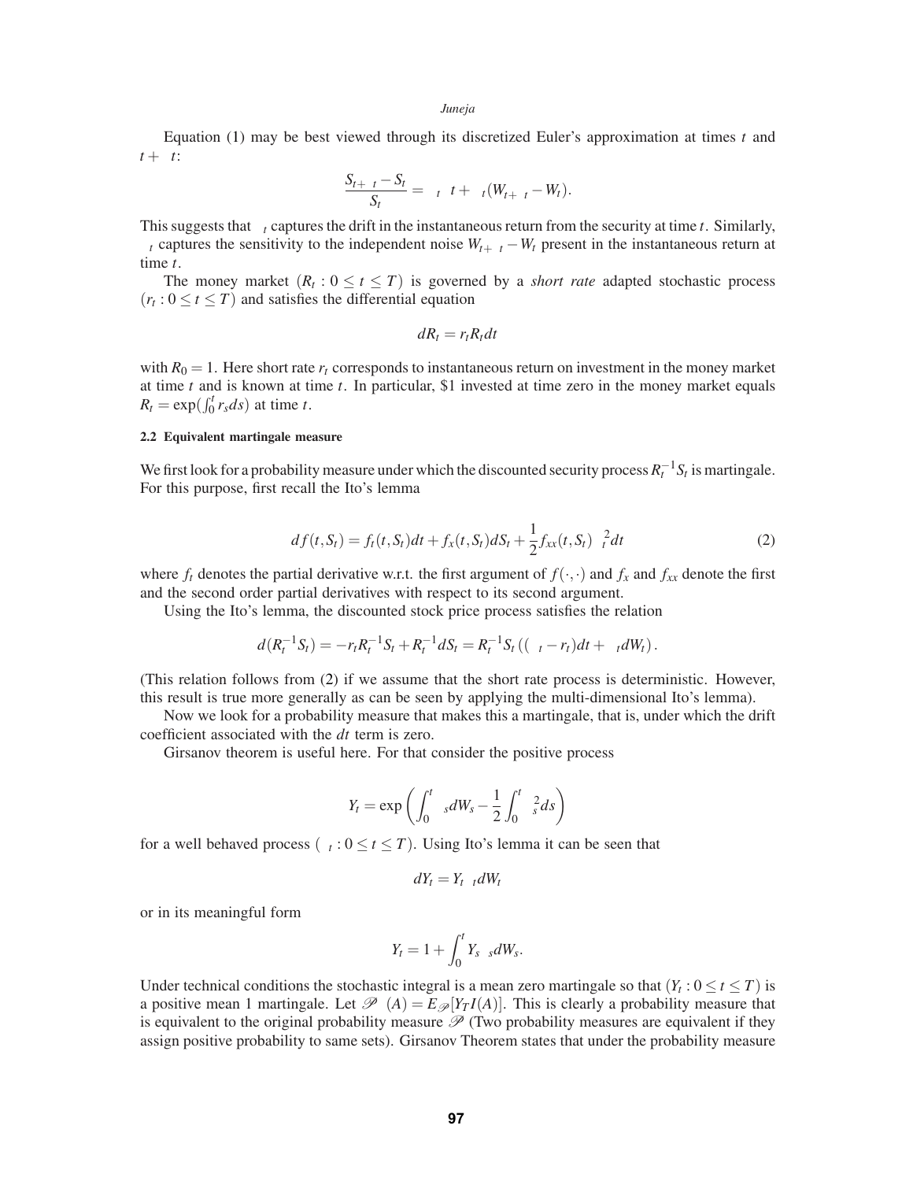Equation (1) may be best viewed through its discretized Euler's approximation at times $t$ and $t+\Delta t$:

$$\frac{S_{t+\Delta t}-S_t}{S_t} = \mu_t \Delta t + \sigma_t (W_{t+\Delta t} - W_t).$$

This suggests that $\mu_t$ captures the drift in the instantaneous return from the security at time $t$. Similarly, $\sigma_t$ captures the sensitivity to the independent noise $W_{t+\Delta t} - W_t$ present in the instantaneous return at time $t$.

The money market $(R_t : 0 \leq t \leq T)$ is governed by a *short rate* adapted stochastic process $(r_t : 0 \leq t \leq T)$ and satisfies the differential equation

$$dR_t = r_t R_t dt$$

with $R_0 = 1$. Here short rate $r_t$ corresponds to instantaneous return on investment in the money market at time $t$ and is known at time $t$. In particular, \$1 invested at time zero in the money market equals $R_t = \exp(\int_0^t r_s ds)$ at time $t$.

### 2.2 Equivalent martingale measure

We first look for a probability measure under which the discounted security process $R_t^{-1} S_t$ is martingale. For this purpose, first recall the Ito's lemma

$$df(t,S_t) = f_t(t,S_t)dt + f_x(t,S_t)dS_t + \frac{1}{2} f_{xx}(t,S_t)\sigma_t^2 dt \tag{2}$$

where $f_t$ denotes the partial derivative w.r.t. the first argument of $f(\cdot,\cdot)$ and $f_x$ and $f_{xx}$ denote the first and the second order partial derivatives with respect to its second argument.

Using the Ito's lemma, the discounted stock price process satisfies the relation

$$d(R_t^{-1} S_t) = -r_t R_t^{-1} S_t + R_t^{-1} dS_t = R_t^{-1} S_t \left( (\mu_t - r_t)dt + \sigma_t dW_t \right).$$

(This relation follows from (2) if we assume that the short rate process is deterministic. However, this result is true more generally as can be seen by applying the multi-dimensional Ito's lemma).

Now we look for a probability measure that makes this a martingale, that is, under which the drift coefficient associated with the $dt$ term is zero.

Girsanov theorem is useful here. For that consider the positive process

$$Y_t = \exp\left( \int_0^t \theta_s dW_s - \frac{1}{2} \int_0^t \theta_s^2 ds \right)$$

for a well behaved process $(\theta_t : 0 \leq t \leq T)$. Using Ito's lemma it can be seen that

$$dY_t = Y_t \theta_t dW_t$$

or in its meaningful form

$$Y_t = 1 + \int_0^t Y_s \theta_s dW_s.$$

Under technical conditions the stochastic integral is a mean zero martingale so that $(Y_t : 0 \leq t \leq T)$ is a positive mean 1 martingale. Let $\mathscr{P}^\theta(A) = E_{\mathscr{P}}[Y_T I(A)]$. This is clearly a probability measure that is equivalent to the original probability measure $\mathscr{P}$ (Two probability measures are equivalent if they assign positive probability to same sets). Girsanov Theorem states that under the probability measure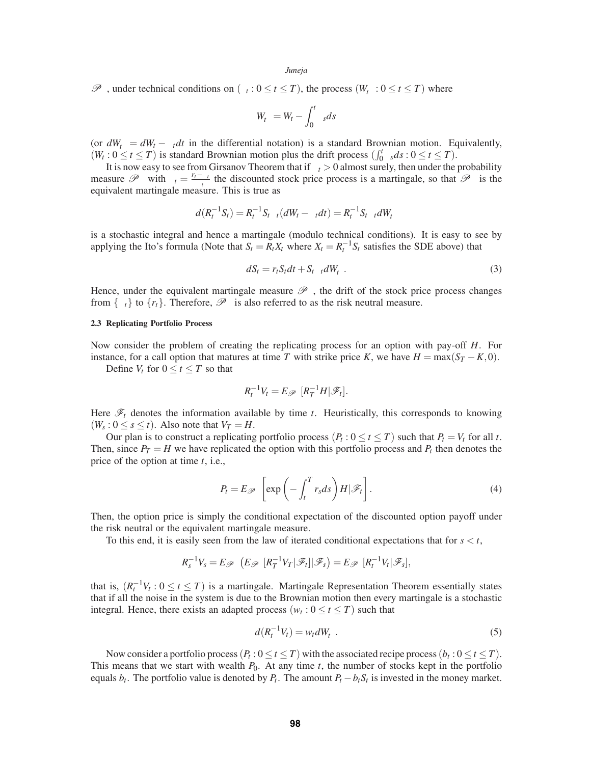$\mathscr{P}^*$, under technical conditions on $(\theta_t : 0 \leq t \leq T)$, the process $(W_t^* : 0 \leq t \leq T)$ where

$$W_t^* = W_t - \int_0^t \theta_s ds$$

(or $dW_t^* = dW_t - \theta_t dt$ in the differential notation) is a standard Brownian motion. Equivalently, $(W_t : 0 \leq t \leq T)$ is standard Brownian motion plus the drift process $(\int_0^t \theta_s ds : 0 \leq t \leq T)$.

It is now easy to see from Girsanov Theorem that if $\sigma_t > 0$ almost surely, then under the probability measure $\mathscr{P}^*$ with $\theta_t = \frac{r_t - \mu_t}{\sigma_t}$ the discounted stock price process is a martingale, so that $\mathscr{P}^*$ is the equivalent martingale measure. This is true as

$$d(R_t^{-1} S_t) = R_t^{-1} S_t \sigma_t (dW_t - \theta_t dt) = R_t^{-1} S_t \sigma_t dW_t^*$$

is a stochastic integral and hence a martingale (modulo technical conditions). It is easy to see by applying the Ito's formula (Note that $S_t = R_t X_t$ where $X_t = R_t^{-1} S_t$ satisfies the SDE above) that

$$dS_t = r_t S_t dt + S_t \sigma_t dW_t^* . \tag{3}$$

Hence, under the equivalent martingale measure $\mathscr{P}^*$, the drift of the stock price process changes from $\{\mu_t\}$ to $\{r_t\}$. Therefore, $\mathscr{P}^*$ is also referred to as the risk neutral measure.

### 2.3 Replicating Portfolio Process

Now consider the problem of creating the replicating process for an option with pay-off $H$. For instance, for a call option that matures at time $T$ with strike price $K$, we have $H = \max(S_T - K, 0)$.

Define $V_t$ for $0 \leq t \leq T$ so that

$$R_t^{-1} V_t = E_{\mathscr{P}^*}[R_T^{-1} H | \mathscr{F}_t].$$

Here $\mathscr{F}_t$ denotes the information available by time $t$. Heuristically, this corresponds to knowing $(W_s : 0 \leq s \leq t)$. Also note that $V_T = H$.

Our plan is to construct a replicating portfolio process $(P_t : 0 \leq t \leq T)$ such that $P_t = V_t$ for all $t$. Then, since $P_T = H$ we have replicated the option with this portfolio process and $P_t$ then denotes the price of the option at time $t$, i.e.,

$$P_t = E_{\mathscr{P}^*}\left[\exp\left(-\int_t^T r_s ds\right) H | \mathscr{F}_t\right]. \tag{4}$$

Then, the option price is simply the conditional expectation of the discounted option payoff under the risk neutral or the equivalent martingale measure.

To this end, it is easily seen from the law of iterated conditional expectations that for $s < t$,

$$R_s^{-1} V_s = E_{\mathscr{P}^*}\left(E_{\mathscr{P}^*}[R_T^{-1} V_T | \mathscr{F}_t] | \mathscr{F}_s\right) = E_{\mathscr{P}^*}[R_t^{-1} V_t | \mathscr{F}_s],$$

that is, $(R_t^{-1} V_t : 0 \leq t \leq T)$ is a martingale. Martingale Representation Theorem essentially states that if all the noise in the system is due to the Brownian motion then every martingale is a stochastic integral. Hence, there exists an adapted process $(w_t : 0 \leq t \leq T)$ such that

$$d(R_t^{-1} V_t) = w_t dW_t^* . \tag{5}$$

Now consider a portfolio process $(P_t : 0 \leq t \leq T)$ with the associated recipe process $(b_t : 0 \leq t \leq T)$. This means that we start with wealth $P_0$. At any time $t$, the number of stocks kept in the portfolio equals $b_t$. The portfolio value is denoted by $P_t$. The amount $P_t - b_t S_t$ is invested in the money market.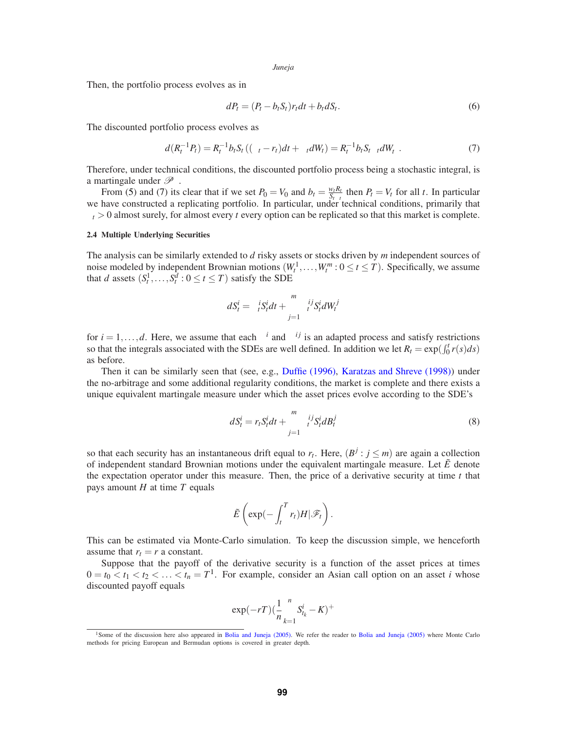Then, the portfolio process evolves as in

$$dP_t = (P_t - b_t S_t) r_t dt + b_t dS_t. \tag{6}$$

The discounted portfolio process evolves as

$$d(R_t^{-1} P_t) = R_t^{-1} b_t S_t ((\mu_t - r_t)dt + \sigma_t dW_t) = R_t^{-1} b_t S_t \sigma_t d\tilde{W}_t. \tag{7}$$

Therefore, under technical conditions, the discounted portfolio process being a stochastic integral, is a martingale under $\tilde{\mathscr{P}}$.

From (5) and (7) its clear that if we set $P_0 = V_0$ and $b_t = \frac{w_t R_t}{S_t \sigma_t}$ then $P_t = V_t$ for all $t$. In particular we have constructed a replicating portfolio. In particular, under technical conditions, primarily that $\sigma_t > 0$ almost surely, for almost every $t$ every option can be replicated so that this market is complete.

### 2.4 Multiple Underlying Securities

The analysis can be similarly extended to $d$ risky assets or stocks driven by $m$ independent sources of noise modeled by independent Brownian motions $(W_t^1, \ldots, W_t^m : 0 \le t \le T)$. Specifically, we assume that $d$ assets $(S_t^1, \ldots, S_t^d : 0 \le t \le T)$ satisfy the SDE

$$dS_t^i = \mu_t^i S_t^i dt + \sum_{j=1}^{m} \sigma_t^{ij} S_t^i dW_t^j$$

for $i = 1, \ldots, d$. Here, we assume that each $\mu^i$ and $\sigma^{ij}$ is an adapted process and satisfy restrictions so that the integrals associated with the SDEs are well defined. In addition we let $R_t = \exp(\int_0^t r(s)ds)$ as before.

Then it can be similarly seen that (see, e.g., Duffie (1996), Karatzas and Shreve (1998)) under the no-arbitrage and some additional regularity conditions, the market is complete and there exists a unique equivalent martingale measure under which the asset prices evolve according to the SDE's

$$dS_t^i = r_t S_t^i dt + \sum_{j=1}^{m} \sigma_t^{ij} S_t^i dB_t^j \tag{8}$$

so that each security has an instantaneous drift equal to $r_t$. Here, $(B^j : j \le m)$ are again a collection of independent standard Brownian motions under the equivalent martingale measure. Let $\tilde{E}$ denote the expectation operator under this measure. Then, the price of a derivative security at time $t$ that pays amount $H$ at time $T$ equals

$$\tilde{E}\left(\exp(-\int_t^T r_t) H | \mathscr{F}_t\right).$$

This can be estimated via Monte-Carlo simulation. To keep the discussion simple, we henceforth assume that $r_t = r$ a constant.

Suppose that the payoff of the derivative security is a function of the asset prices at times $0 = t_0 < t_1 < t_2 < \ldots < t_n = T$[1]. For example, consider an Asian call option on an asset $i$ whose discounted payoff equals

$$\exp(-rT)\left(\frac{1}{n}\sum_{k=1}^{n} S_{t_k}^i - K\right)^+$$

[1] Some of the discussion here also appeared in Bolia and Juneja (2005). We refer the reader to Bolia and Juneja (2005) where Monte Carlo methods for pricing European and Bermudan options is covered in greater depth.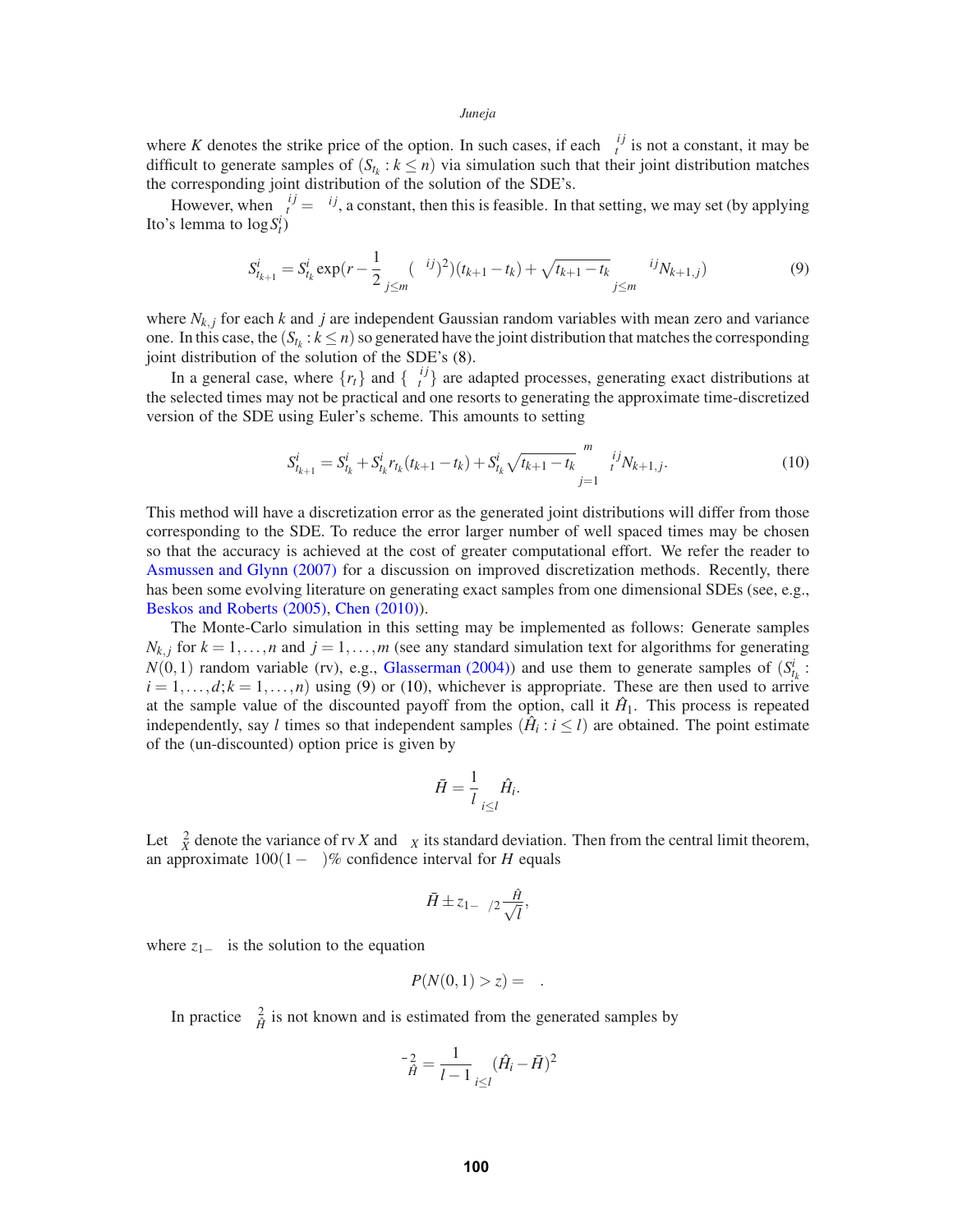where $K$ denotes the strike price of the option. In such cases, if each $\sigma_t^{ij}$ is not a constant, it may be difficult to generate samples of $(S_{t_k} : k \leq n)$ via simulation such that their joint distribution matches the corresponding joint distribution of the solution of the SDE's.

However, when $\sigma_t^{ij} = \sigma^{ij}$, a constant, then this is feasible. In that setting, we may set (by applying Ito's lemma to $\log S_t^i$)

$$S_{t_{k+1}}^i = S_{t_k}^i \exp(r - \frac{1}{2}\sum_{j \leq m}(\sigma^{ij})^2)(t_{k+1} - t_k) + \sqrt{t_{k+1} - t_k}\sum_{j \leq m}\sigma^{ij}N_{k+1,j}) \tag{9}$$

where $N_{k,j}$ for each $k$ and $j$ are independent Gaussian random variables with mean zero and variance one. In this case, the $(S_{t_k} : k \leq n)$ so generated have the joint distribution that matches the corresponding joint distribution of the solution of the SDE's (8).

In a general case, where $\{r_t\}$ and $\{\sigma_t^{ij}\}$ are adapted processes, generating exact distributions at the selected times may not be practical and one resorts to generating the approximate time-discretized version of the SDE using Euler's scheme. This amounts to setting

$$S_{t_{k+1}}^i = S_{t_k}^i + S_{t_k}^i r_{t_k}(t_{k+1} - t_k) + S_{t_k}^i \sqrt{t_{k+1} - t_k}\sum_{j=1}^{m}\sigma_t^{ij}N_{k+1,j}. \tag{10}$$

This method will have a discretization error as the generated joint distributions will differ from those corresponding to the SDE. To reduce the error larger number of well spaced times may be chosen so that the accuracy is achieved at the cost of greater computational effort. We refer the reader to Asmussen and Glynn (2007) for a discussion on improved discretization methods. Recently, there has been some evolving literature on generating exact samples from one dimensional SDEs (see, e.g., Beskos and Roberts (2005), Chen (2010)).

The Monte-Carlo simulation in this setting may be implemented as follows: Generate samples $N_{k,j}$ for $k = 1, \ldots, n$ and $j = 1, \ldots, m$ (see any standard simulation text for algorithms for generating $N(0,1)$ random variable (rv), e.g., Glasserman (2004)) and use them to generate samples of $(S_{t_k}^i : i = 1, \ldots, d; k = 1, \ldots, n)$ using (9) or (10), whichever is appropriate. These are then used to arrive at the sample value of the discounted payoff from the option, call it $\hat{H}_1$. This process is repeated independently, say $l$ times so that independent samples $(\hat{H}_i : i \leq l)$ are obtained. The point estimate of the (un-discounted) option price is given by

$$\bar{H} = \frac{1}{l}\sum_{i \leq l}\hat{H}_i.$$

Let $\sigma_X^2$ denote the variance of rv $X$ and $\sigma_X$ its standard deviation. Then from the central limit theorem, an approximate $100(1-\alpha)\%$ confidence interval for $H$ equals

$$\bar{H} \pm z_{1-\alpha/2}\frac{\sigma_{\hat{H}}}{\sqrt{l}},$$

where $z_{1-\alpha}$ is the solution to the equation

$$P(N(0,1) > z) = \alpha.$$

In practice $\sigma_{\hat{H}}^2$ is not known and is estimated from the generated samples by

$$\bar{\sigma}_{\hat{H}}^2 = \frac{1}{l-1}\sum_{i \leq l}(\hat{H}_i - \bar{H})^2$$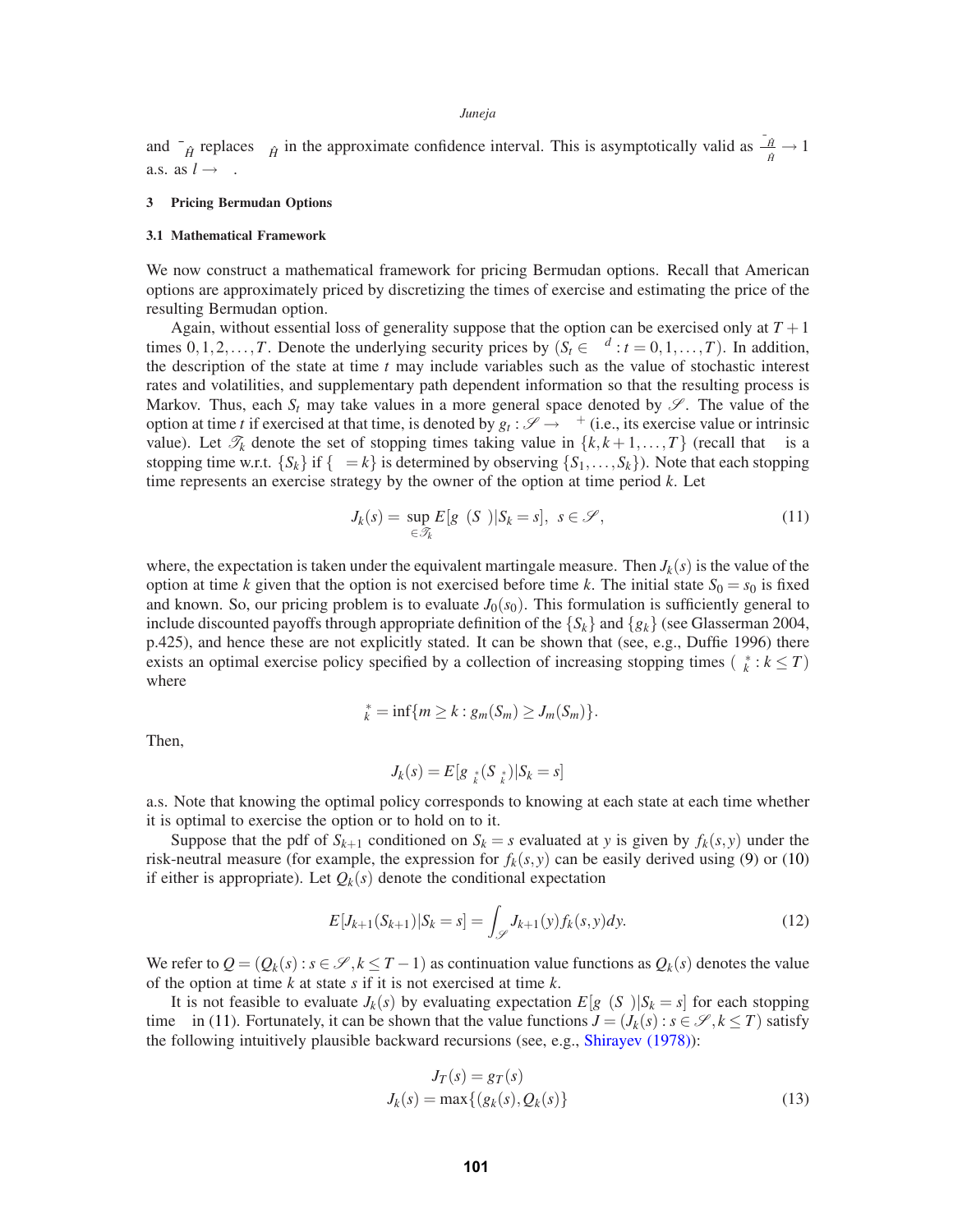and $\bar{\sigma}_{\hat{H}}$ replaces $\sigma_{\hat{H}}$ in the approximate confidence interval. This is asymptotically valid as $\frac{\bar{\sigma}_{\hat{H}}}{\sigma_{\hat{H}}} \to 1$ a.s. as $l \to \infty$.

### 3 Pricing Bermudan Options

#### 3.1 Mathematical Framework

We now construct a mathematical framework for pricing Bermudan options. Recall that American options are approximately priced by discretizing the times of exercise and estimating the price of the resulting Bermudan option.

Again, without essential loss of generality suppose that the option can be exercised only at $T+1$ times $0,1,2,\ldots,T$. Denote the underlying security prices by $(S_t \in \Re^d : t = 0,1,\ldots,T)$. In addition, the description of the state at time $t$ may include variables such as the value of stochastic interest rates and volatilities, and supplementary path dependent information so that the resulting process is Markov. Thus, each $S_t$ may take values in a more general space denoted by $\mathscr{S}$. The value of the option at time $t$ if exercised at that time, is denoted by $g_t : \mathscr{S} \to \Re^+$ (i.e., its exercise value or intrinsic value). Let $\mathscr{T}_k$ denote the set of stopping times taking value in $\{k, k+1, \ldots, T\}$ (recall that $\tau$ is a stopping time w.r.t. $\{S_k\}$ if $\{\tau = k\}$ is determined by observing $\{S_1, \ldots, S_k\}$). Note that each stopping time represents an exercise strategy by the owner of the option at time period $k$. Let

$$J_k(s) = \sup_{\tau \in \mathscr{T}_k} E[g_\tau(S_\tau) | S_k = s], \;\; s \in \mathscr{S}, \tag{11}$$

where, the expectation is taken under the equivalent martingale measure. Then $J_k(s)$ is the value of the option at time $k$ given that the option is not exercised before time $k$. The initial state $S_0 = s_0$ is fixed and known. So, our pricing problem is to evaluate $J_0(s_0)$. This formulation is sufficiently general to include discounted payoffs through appropriate definition of the $\{S_k\}$ and $\{g_k\}$ (see Glasserman 2004, p.425), and hence these are not explicitly stated. It can be shown that (see, e.g., Duffie 1996) there exists an optimal exercise policy specified by a collection of increasing stopping times $(\tau_k^* : k \le T)$ where

$$\tau_k^* = \inf\{m \ge k : g_m(S_m) \ge J_m(S_m)\}.$$

Then,

$$J_k(s) = E[g_{\tau_k^*}(S_{\tau_k^*}) | S_k = s]$$

a.s. Note that knowing the optimal policy corresponds to knowing at each state at each time whether it is optimal to exercise the option or to hold on to it.

Suppose that the pdf of $S_{k+1}$ conditioned on $S_k = s$ evaluated at $y$ is given by $f_k(s,y)$ under the risk-neutral measure (for example, the expression for $f_k(s,y)$ can be easily derived using (9) or (10) if either is appropriate). Let $Q_k(s)$ denote the conditional expectation

$$E[J_{k+1}(S_{k+1}) | S_k = s] = \int_{\mathscr{S}} J_{k+1}(y) f_k(s,y) dy. \tag{12}$$

We refer to $Q = (Q_k(s) : s \in \mathscr{S}, k \le T-1)$ as continuation value functions as $Q_k(s)$ denotes the value of the option at time $k$ at state $s$ if it is not exercised at time $k$.

It is not feasible to evaluate $J_k(s)$ by evaluating expectation $E[g_\tau(S_\tau) | S_k = s]$ for each stopping time $\tau$ in (11). Fortunately, it can be shown that the value functions $J = (J_k(s) : s \in \mathscr{S}, k \le T)$ satisfy the following intuitively plausible backward recursions (see, e.g., Shirayev (1978)):

$$\begin{aligned} J_T(s) &= g_T(s) \\ J_k(s) &= \max\{(g_k(s), Q_k(s)\} \end{aligned} \tag{13}$$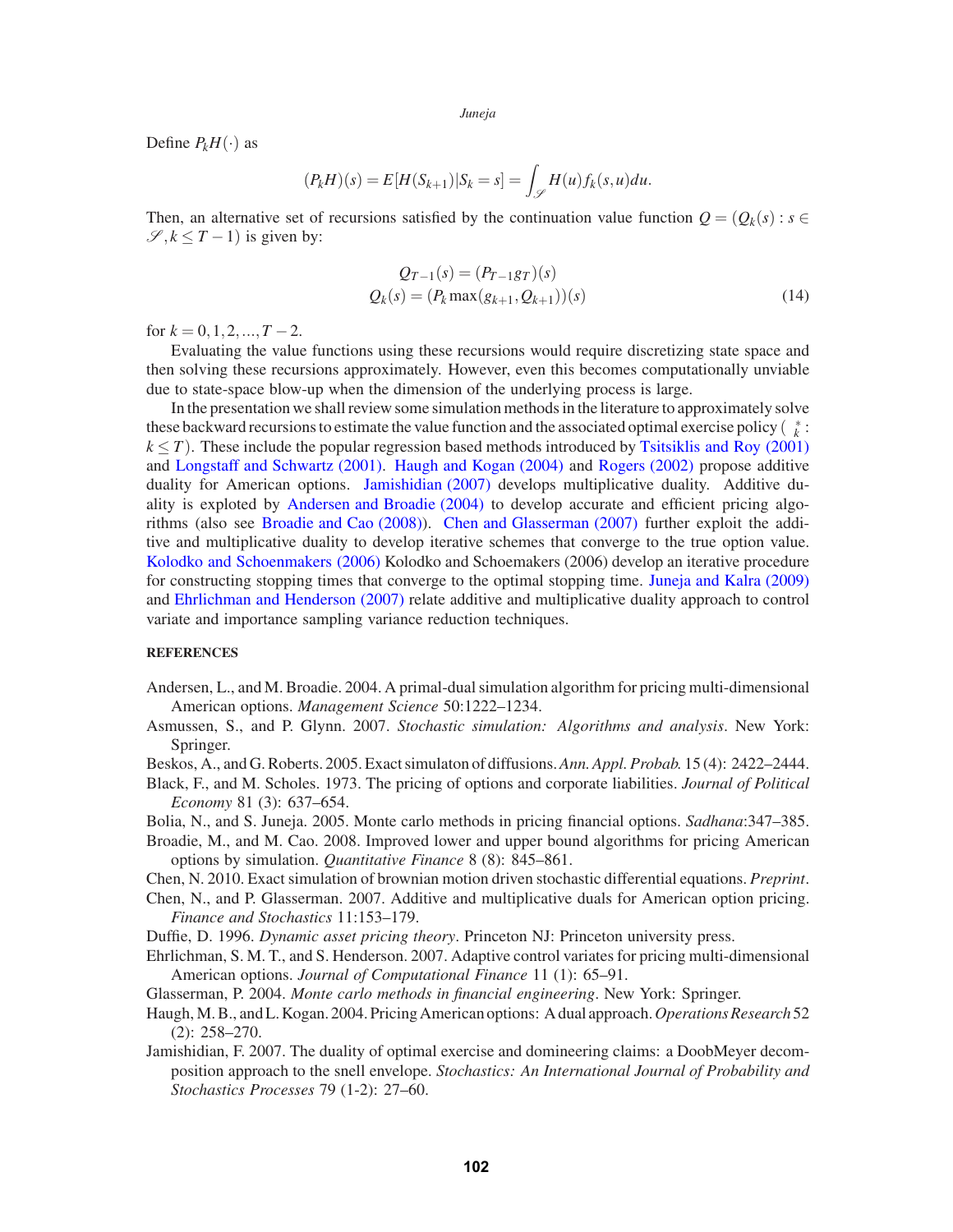Define $P_k H(\cdot)$ as

$$(P_k H)(s) = E[H(S_{k+1})|S_k = s] = \int_{\mathscr{S}} H(u) f_k(s,u) du.$$

Then, an alternative set of recursions satisfied by the continuation value function $Q = (Q_k(s) : s \in \mathscr{S}, k \leq T-1)$ is given by:

$$\begin{aligned} Q_{T-1}(s) &= (P_{T-1} g_T)(s) \\ Q_k(s) &= (P_k \max(g_{k+1}, Q_{k+1}))(s) \end{aligned} \tag{14}$$

for $k = 0, 1, 2, ..., T-2$.

Evaluating the value functions using these recursions would require discretizing state space and then solving these recursions approximately. However, even this becomes computationally unviable due to state-space blow-up when the dimension of the underlying process is large.

In the presentation we shall review some simulation methods in the literature to approximately solve these backward recursions to estimate the value function and the associated optimal exercise policy ( $^*_k$ : $k \leq T$). These include the popular regression based methods introduced by Tsitsiklis and Roy (2001) and Longstaff and Schwartz (2001). Haugh and Kogan (2004) and Rogers (2002) propose additive duality for American options. Jamishidian (2007) develops multiplicative duality. Additive duality is exploted by Andersen and Broadie (2004) to develop accurate and efficient pricing algorithms (also see Broadie and Cao (2008)). Chen and Glasserman (2007) further exploit the additive and multiplicative duality to develop iterative schemes that converge to the true option value. Kolodko and Schoenmakers (2006) Kolodko and Schoemakers (2006) develop an iterative procedure for constructing stopping times that converge to the optimal stopping time. Juneja and Kalra (2009) and Ehrlichman and Henderson (2007) relate additive and multiplicative duality approach to control variate and importance sampling variance reduction techniques.

## REFERENCES

Andersen, L., and M. Broadie. 2004. A primal-dual simulation algorithm for pricing multi-dimensional American options. *Management Science* 50:1222–1234.

Asmussen, S., and P. Glynn. 2007. *Stochastic simulation: Algorithms and analysis*. New York: Springer.

Beskos, A., and G. Roberts. 2005. Exact simulaton of diffusions. *Ann. Appl. Probab.* 15 (4): 2422–2444.

Black, F., and M. Scholes. 1973. The pricing of options and corporate liabilities. *Journal of Political Economy* 81 (3): 637–654.

Bolia, N., and S. Juneja. 2005. Monte carlo methods in pricing financial options. *Sadhana*:347–385.

Broadie, M., and M. Cao. 2008. Improved lower and upper bound algorithms for pricing American options by simulation. *Quantitative Finance* 8 (8): 845–861.

Chen, N. 2010. Exact simulation of brownian motion driven stochastic differential equations. *Preprint*.

Chen, N., and P. Glasserman. 2007. Additive and multiplicative duals for American option pricing. *Finance and Stochastics* 11:153–179.

Duffie, D. 1996. *Dynamic asset pricing theory*. Princeton NJ: Princeton university press.

Ehrlichman, S. M. T., and S. Henderson. 2007. Adaptive control variates for pricing multi-dimensional American options. *Journal of Computational Finance* 11 (1): 65–91.

Glasserman, P. 2004. *Monte carlo methods in financial engineering*. New York: Springer.

Haugh, M. B., and L. Kogan. 2004. Pricing American options: A dual approach. *Operations Research* 52 (2): 258–270.

Jamishidian, F. 2007. The duality of optimal exercise and domineering claims: a DoobMeyer decomposition approach to the snell envelope. *Stochastics: An International Journal of Probability and Stochastics Processes* 79 (1-2): 27–60.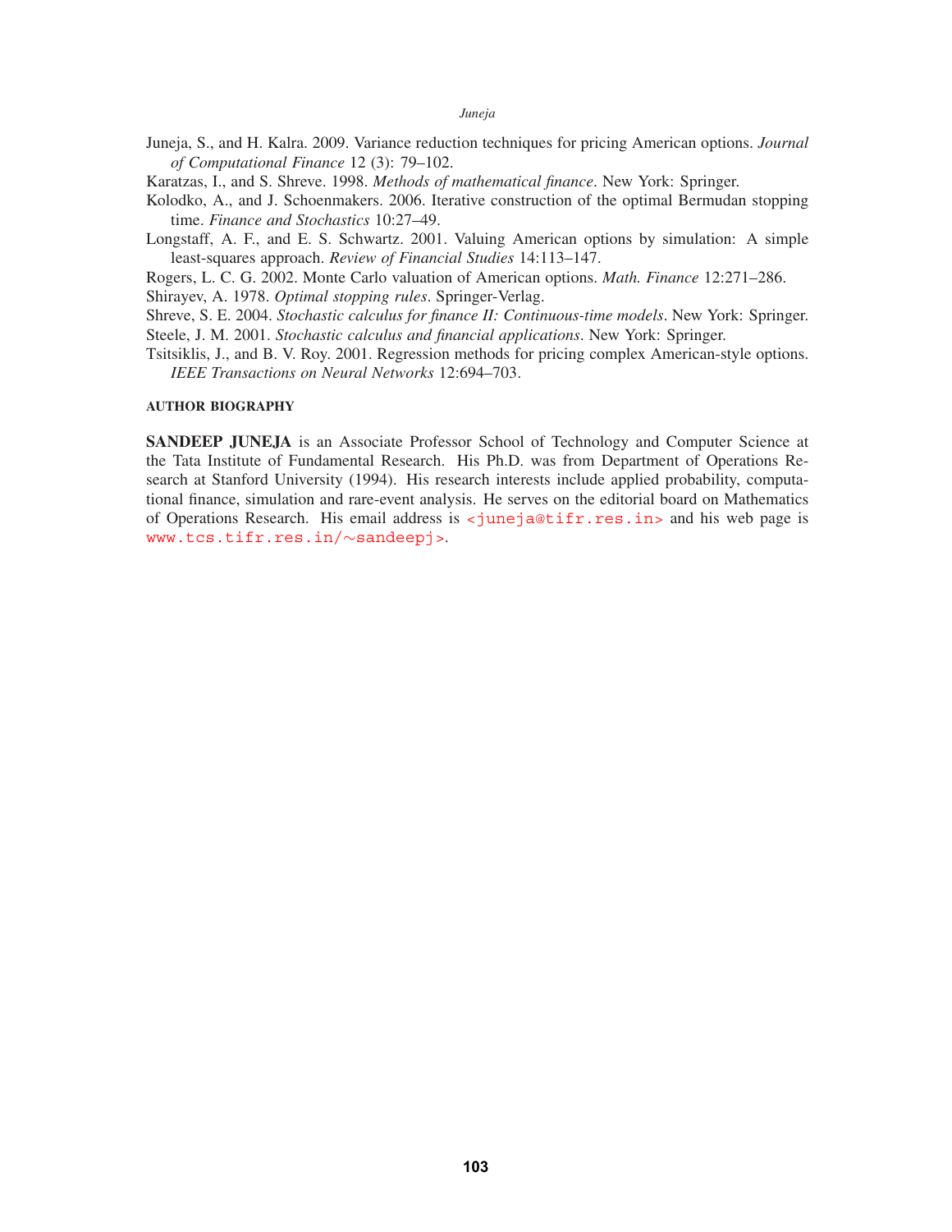Juneja, S., and H. Kalra. 2009. Variance reduction techniques for pricing American options. *Journal of Computational Finance* 12 (3): 79–102.

Karatzas, I., and S. Shreve. 1998. *Methods of mathematical finance*. New York: Springer.

Kolodko, A., and J. Schoenmakers. 2006. Iterative construction of the optimal Bermudan stopping time. *Finance and Stochastics* 10:27–49.

Longstaff, A. F., and E. S. Schwartz. 2001. Valuing American options by simulation: A simple least-squares approach. *Review of Financial Studies* 14:113–147.

Rogers, L. C. G. 2002. Monte Carlo valuation of American options. *Math. Finance* 12:271–286.

Shirayev, A. 1978. *Optimal stopping rules*. Springer-Verlag.

Shreve, S. E. 2004. *Stochastic calculus for finance II: Continuous-time models*. New York: Springer.

Steele, J. M. 2001. *Stochastic calculus and financial applications*. New York: Springer.

Tsitsiklis, J., and B. V. Roy. 2001. Regression methods for pricing complex American-style options. *IEEE Transactions on Neural Networks* 12:694–703.

## AUTHOR BIOGRAPHY

**SANDEEP JUNEJA** is an Associate Professor School of Technology and Computer Science at the Tata Institute of Fundamental Research. His Ph.D. was from Department of Operations Research at Stanford University (1994). His research interests include applied probability, computational finance, simulation and rare-event analysis. He serves on the editorial board on Mathematics of Operations Research. His email address is <juneja@tifr.res.in> and his web page is www.tcs.tifr.res.in/∼sandeepj>.